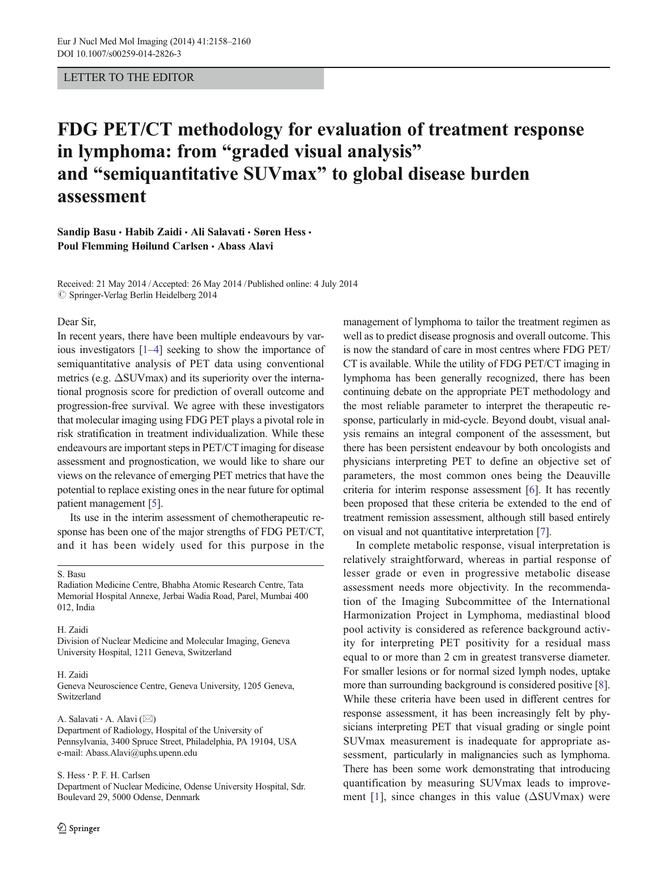LETTER TO THE EDITOR

# FDG PET/CT methodology for evaluation of treatment response in lymphoma: from "graded visual analysis" and "semiquantitative SUVmax" to global disease burden assessment

**Sandip Basu · Habib Zaidi · Ali Salavati · Søren Hess · Poul Flemming Høilund Carlsen · Abass Alavi**

Received: 21 May 2014 / Accepted: 26 May 2014 / Published online: 4 July 2014
© Springer-Verlag Berlin Heidelberg 2014

S. Basu
Radiation Medicine Centre, Bhabha Atomic Research Centre, Tata Memorial Hospital Annexe, Jerbai Wadia Road, Parel, Mumbai 400 012, India

H. Zaidi
Division of Nuclear Medicine and Molecular Imaging, Geneva University Hospital, 1211 Geneva, Switzerland

H. Zaidi
Geneva Neuroscience Centre, Geneva University, 1205 Geneva, Switzerland

A. Salavati · A. Alavi (✉)
Department of Radiology, Hospital of the University of Pennsylvania, 3400 Spruce Street, Philadelphia, PA 19104, USA
e-mail: Abass.Alavi@uphs.upenn.edu

S. Hess · P. F. H. Carlsen
Department of Nuclear Medicine, Odense University Hospital, Sdr. Boulevard 29, 5000 Odense, Denmark

Dear Sir,

In recent years, there have been multiple endeavours by various investigators [1–4] seeking to show the importance of semiquantitative analysis of PET data using conventional metrics (e.g. ΔSUVmax) and its superiority over the international prognosis score for prediction of overall outcome and progression-free survival. We agree with these investigators that molecular imaging using FDG PET plays a pivotal role in risk stratification in treatment individualization. While these endeavours are important steps in PET/CT imaging for disease assessment and prognostication, we would like to share our views on the relevance of emerging PET metrics that have the potential to replace existing ones in the near future for optimal patient management [5].

Its use in the interim assessment of chemotherapeutic response has been one of the major strengths of FDG PET/CT, and it has been widely used for this purpose in the management of lymphoma to tailor the treatment regimen as well as to predict disease prognosis and overall outcome. This is now the standard of care in most centres where FDG PET/CT is available. While the utility of FDG PET/CT imaging in lymphoma has been generally recognized, there has been continuing debate on the appropriate PET methodology and the most reliable parameter to interpret the therapeutic response, particularly in mid-cycle. Beyond doubt, visual analysis remains an integral component of the assessment, but there has been persistent endeavour by both oncologists and physicians interpreting PET to define an objective set of parameters, the most common ones being the Deauville criteria for interim response assessment [6]. It has recently been proposed that these criteria be extended to the end of treatment remission assessment, although still based entirely on visual and not quantitative interpretation [7].

In complete metabolic response, visual interpretation is relatively straightforward, whereas in partial response of lesser grade or even in progressive metabolic disease assessment needs more objectivity. In the recommendation of the Imaging Subcommittee of the International Harmonization Project in Lymphoma, mediastinal blood pool activity is considered as reference background activity for interpreting PET positivity for a residual mass equal to or more than 2 cm in greatest transverse diameter. For smaller lesions or for normal sized lymph nodes, uptake more than surrounding background is considered positive [8]. While these criteria have been used in different centres for response assessment, it has been increasingly felt by physicians interpreting PET that visual grading or single point SUVmax measurement is inadequate for appropriate assessment, particularly in malignancies such as lymphoma. There has been some work demonstrating that introducing quantification by measuring SUVmax leads to improvement [1], since changes in this value (ΔSUVmax) were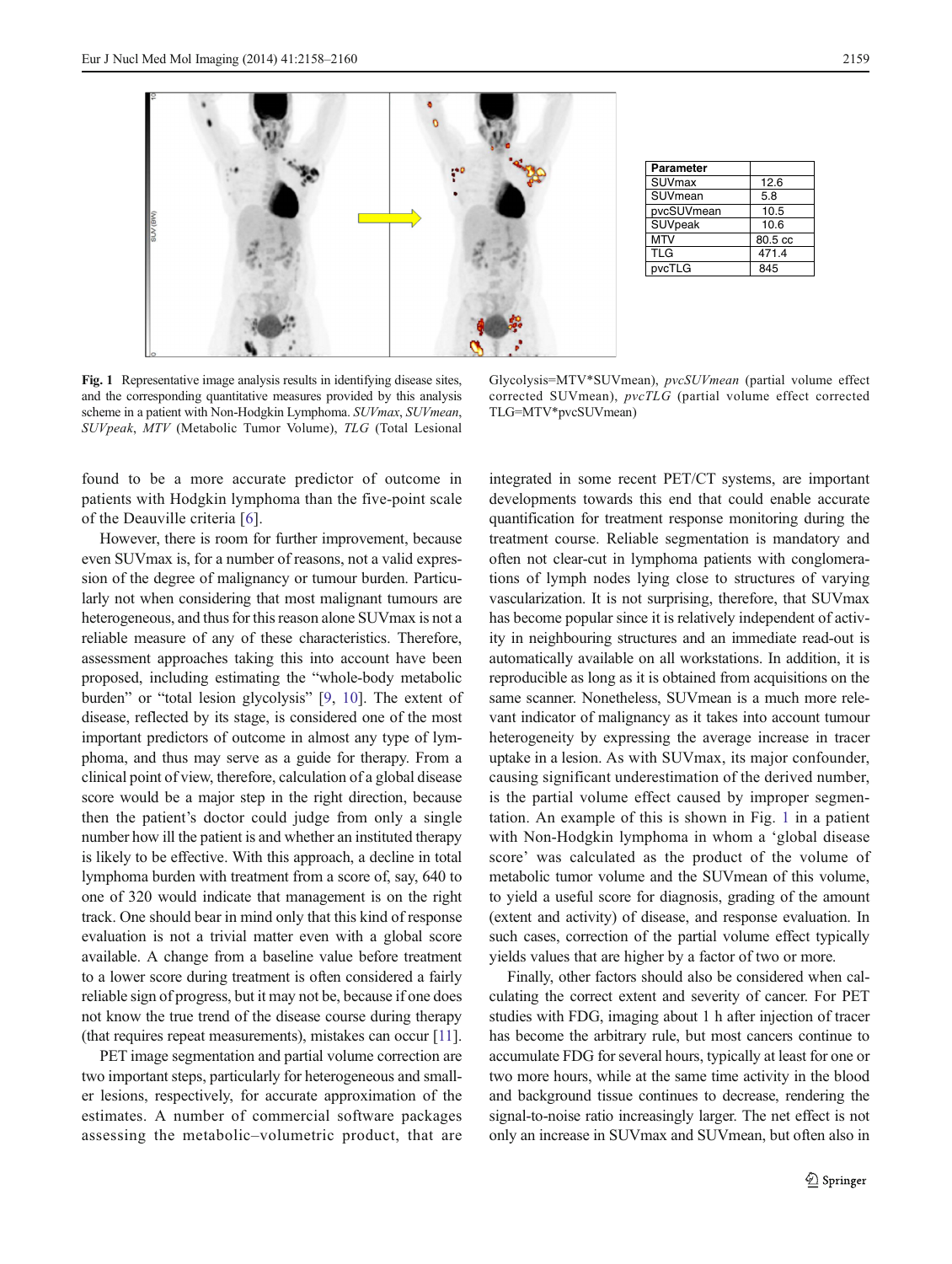| Parameter | |
|---|---|
| SUVmax | 12.6 |
| SUVmean | 5.8 |
| pvcSUVmean | 10.5 |
| SUVpeak | 10.6 |
| MTV | 80.5 cc |
| TLG | 471.4 |
| pvcTLG | 845 |

**Fig. 1** Representative image analysis results in identifying disease sites, and the corresponding quantitative measures provided by this analysis scheme in a patient with Non-Hodgkin Lymphoma. *SUVmax*, *SUVmean*, *SUVpeak*, *MTV* (Metabolic Tumor Volume), *TLG* (Total Lesional Glycolysis=MTV*SUVmean), *pvcSUVmean* (partial volume effect corrected SUVmean), *pvcTLG* (partial volume effect corrected TLG=MTV*pvcSUVmean)

found to be a more accurate predictor of outcome in patients with Hodgkin lymphoma than the five-point scale of the Deauville criteria [6].

However, there is room for further improvement, because even SUVmax is, for a number of reasons, not a valid expression of the degree of malignancy or tumour burden. Particularly not when considering that most malignant tumours are heterogeneous, and thus for this reason alone SUVmax is not a reliable measure of any of these characteristics. Therefore, assessment approaches taking this into account have been proposed, including estimating the "whole-body metabolic burden" or "total lesion glycolysis" [9, 10]. The extent of disease, reflected by its stage, is considered one of the most important predictors of outcome in almost any type of lymphoma, and thus may serve as a guide for therapy. From a clinical point of view, therefore, calculation of a global disease score would be a major step in the right direction, because then the patient's doctor could judge from only a single number how ill the patient is and whether an instituted therapy is likely to be effective. With this approach, a decline in total lymphoma burden with treatment from a score of, say, 640 to one of 320 would indicate that management is on the right track. One should bear in mind only that this kind of response evaluation is not a trivial matter even with a global score available. A change from a baseline value before treatment to a lower score during treatment is often considered a fairly reliable sign of progress, but it may not be, because if one does not know the true trend of the disease course during therapy (that requires repeat measurements), mistakes can occur [11].

PET image segmentation and partial volume correction are two important steps, particularly for heterogeneous and smaller lesions, respectively, for accurate approximation of the estimates. A number of commercial software packages assessing the metabolic–volumetric product, that are integrated in some recent PET/CT systems, are important developments towards this end that could enable accurate quantification for treatment response monitoring during the treatment course. Reliable segmentation is mandatory and often not clear-cut in lymphoma patients with conglomerations of lymph nodes lying close to structures of varying vascularization. It is not surprising, therefore, that SUVmax has become popular since it is relatively independent of activity in neighbouring structures and an immediate read-out is automatically available on all workstations. In addition, it is reproducible as long as it is obtained from acquisitions on the same scanner. Nonetheless, SUVmean is a much more relevant indicator of malignancy as it takes into account tumour heterogeneity by expressing the average increase in tracer uptake in a lesion. As with SUVmax, its major confounder, causing significant underestimation of the derived number, is the partial volume effect caused by improper segmentation. An example of this is shown in Fig. 1 in a patient with Non-Hodgkin lymphoma in whom a 'global disease score' was calculated as the product of the volume of metabolic tumor volume and the SUVmean of this volume, to yield a useful score for diagnosis, grading of the amount (extent and activity) of disease, and response evaluation. In such cases, correction of the partial volume effect typically yields values that are higher by a factor of two or more.

Finally, other factors should also be considered when calculating the correct extent and severity of cancer. For PET studies with FDG, imaging about 1 h after injection of tracer has become the arbitrary rule, but most cancers continue to accumulate FDG for several hours, typically at least for one or two more hours, while at the same time activity in the blood and background tissue continues to decrease, rendering the signal-to-noise ratio increasingly larger. The net effect is not only an increase in SUVmax and SUVmean, but often also in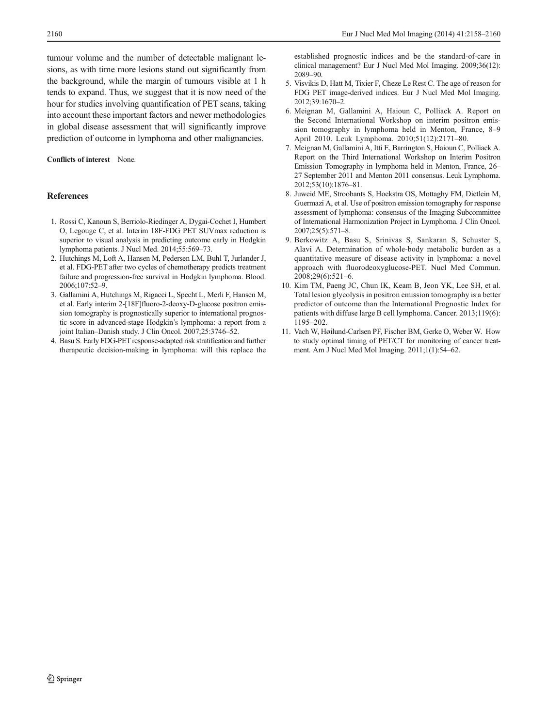tumour volume and the number of detectable malignant lesions, as with time more lesions stand out significantly from the background, while the margin of tumours visible at 1 h tends to expand. Thus, we suggest that it is now need of the hour for studies involving quantification of PET scans, taking into account these important factors and newer methodologies in global disease assessment that will significantly improve prediction of outcome in lymphoma and other malignancies.

**Conflicts of interest** None.

## References

1. Rossi C, Kanoun S, Berriolo-Riedinger A, Dygai-Cochet I, Humbert O, Legouge C, et al. Interim 18F-FDG PET SUVmax reduction is superior to visual analysis in predicting outcome early in Hodgkin lymphoma patients. J Nucl Med. 2014;55:569–73.
2. Hutchings M, Loft A, Hansen M, Pedersen LM, Buhl T, Jurlander J, et al. FDG-PET after two cycles of chemotherapy predicts treatment failure and progression-free survival in Hodgkin lymphoma. Blood. 2006;107:52–9.
3. Gallamini A, Hutchings M, Rigacci L, Specht L, Merli F, Hansen M, et al. Early interim 2-[18F]fluoro-2-deoxy-D-glucose positron emission tomography is prognostically superior to international prognostic score in advanced-stage Hodgkin's lymphoma: a report from a joint Italian–Danish study. J Clin Oncol. 2007;25:3746–52.
4. Basu S. Early FDG-PET response-adapted risk stratification and further therapeutic decision-making in lymphoma: will this replace the established prognostic indices and be the standard-of-care in clinical management? Eur J Nucl Med Mol Imaging. 2009;36(12):2089–90.
5. Visvikis D, Hatt M, Tixier F, Cheze Le Rest C. The age of reason for FDG PET image-derived indices. Eur J Nucl Med Mol Imaging. 2012;39:1670–2.
6. Meignan M, Gallamini A, Haioun C, Polliack A. Report on the Second International Workshop on interim positron emission tomography in lymphoma held in Menton, France, 8–9 April 2010. Leuk Lymphoma. 2010;51(12):2171–80.
7. Meignan M, Gallamini A, Itti E, Barrington S, Haioun C, Polliack A. Report on the Third International Workshop on Interim Positron Emission Tomography in lymphoma held in Menton, France, 26–27 September 2011 and Menton 2011 consensus. Leuk Lymphoma. 2012;53(10):1876–81.
8. Juweid ME, Stroobants S, Hoekstra OS, Mottaghy FM, Dietlein M, Guermazi A, et al. Use of positron emission tomography for response assessment of lymphoma: consensus of the Imaging Subcommittee of International Harmonization Project in Lymphoma. J Clin Oncol. 2007;25(5):571–8.
9. Berkowitz A, Basu S, Srinivas S, Sankaran S, Schuster S, Alavi A. Determination of whole-body metabolic burden as a quantitative measure of disease activity in lymphoma: a novel approach with fluorodeoxyglucose-PET. Nucl Med Commun. 2008;29(6):521–6.
10. Kim TM, Paeng JC, Chun IK, Keam B, Jeon YK, Lee SH, et al. Total lesion glycolysis in positron emission tomography is a better predictor of outcome than the International Prognostic Index for patients with diffuse large B cell lymphoma. Cancer. 2013;119(6):1195–202.
11. Vach W, Høilund-Carlsen PF, Fischer BM, Gerke O, Weber W. How to study optimal timing of PET/CT for monitoring of cancer treatment. Am J Nucl Med Mol Imaging. 2011;1(1):54–62.